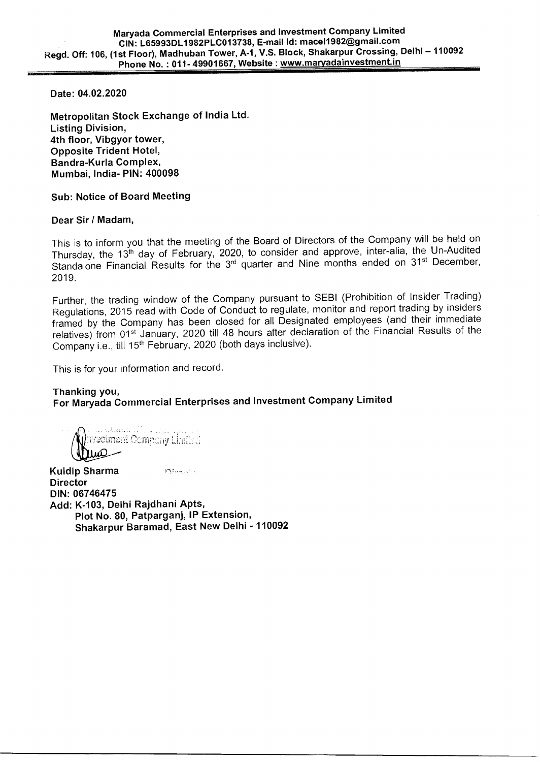**Maryada Commercial Enterprises and Investment Company Limited**
**CIN: L65993DL1982PLC013738, E-mail Id: macel1982@gmail.com**
**Regd. Off: 106, (1st Floor), Madhuban Tower, A-1, V.S. Block, Shakarpur Crossing, Delhi – 110092**
**Phone No. : 011- 49901667, Website : www.maryadainvestment.in**

**Date: 04.02.2020**

**Metropolitan Stock Exchange of India Ltd.**
**Listing Division,**
**4th floor, Vibgyor tower,**
**Opposite Trident Hotel,**
**Bandra-Kurla Complex,**
**Mumbai, India- PIN: 400098**

**Sub: Notice of Board Meeting**

**Dear Sir / Madam,**

This is to inform you that the meeting of the Board of Directors of the Company will be held on Thursday, the 13th day of February, 2020, to consider and approve, inter-alia, the Un-Audited Standalone Financial Results for the 3rd quarter and Nine months ended on 31st December, 2019.

Further, the trading window of the Company pursuant to SEBI (Prohibition of Insider Trading) Regulations, 2015 read with Code of Conduct to regulate, monitor and report trading by insiders framed by the Company has been closed for all Designated employees (and their immediate relatives) from 01st January, 2020 till 48 hours after declaration of the Financial Results of the Company i.e., till 15th February, 2020 (both days inclusive).

This is for your information and record.

**Thanking you,**
**For Maryada Commercial Enterprises and Investment Company Limited**

**Kuldip Sharma**
**Director**
**DIN: 06746475**
**Add: K-103, Delhi Rajdhani Apts,**
**Plot No. 80, Patparganj, IP Extension,**
**Shakarpur Baramad, East New Delhi - 110092**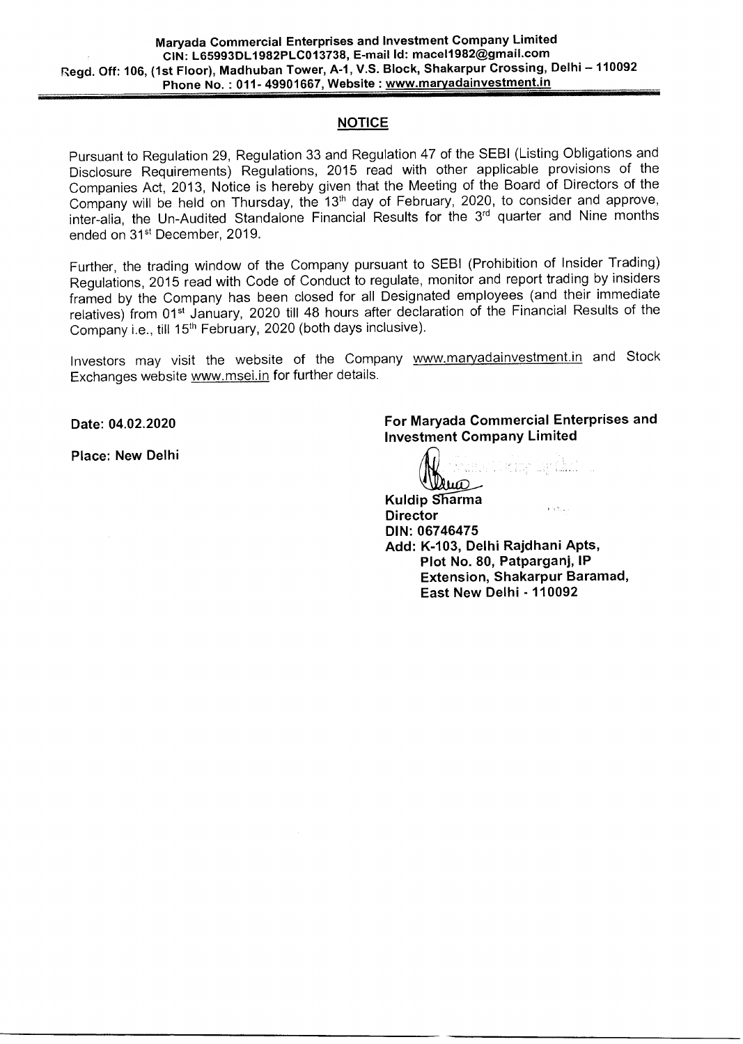**Maryada Commercial Enterprises and Investment Company Limited**
**CIN: L65993DL1982PLC013738, E-mail Id: macel1982@gmail.com**
**Regd. Off: 106, (1st Floor), Madhuban Tower, A-1, V.S. Block, Shakarpur Crossing, Delhi – 110092**
**Phone No. : 011- 49901667, Website : www.maryadainvestment.in**

## NOTICE

Pursuant to Regulation 29, Regulation 33 and Regulation 47 of the SEBI (Listing Obligations and Disclosure Requirements) Regulations, 2015 read with other applicable provisions of the Companies Act, 2013, Notice is hereby given that the Meeting of the Board of Directors of the Company will be held on Thursday, the 13th day of February, 2020, to consider and approve, inter-alia, the Un-Audited Standalone Financial Results for the 3rd quarter and Nine months ended on 31st December, 2019.

Further, the trading window of the Company pursuant to SEBI (Prohibition of Insider Trading) Regulations, 2015 read with Code of Conduct to regulate, monitor and report trading by insiders framed by the Company has been closed for all Designated employees (and their immediate relatives) from 01st January, 2020 till 48 hours after declaration of the Financial Results of the Company i.e., till 15th February, 2020 (both days inclusive).

Investors may visit the website of the Company www.maryadainvestment.in and Stock Exchanges website www.msei.in for further details.

**Date: 04.02.2020**

**Place: New Delhi**

**For Maryada Commercial Enterprises and Investment Company Limited**

**Kuldip Sharma**
**Director**
**DIN: 06746475**
**Add: K-103, Delhi Rajdhani Apts, Plot No. 80, Patparganj, IP Extension, Shakarpur Baramad, East New Delhi - 110092**